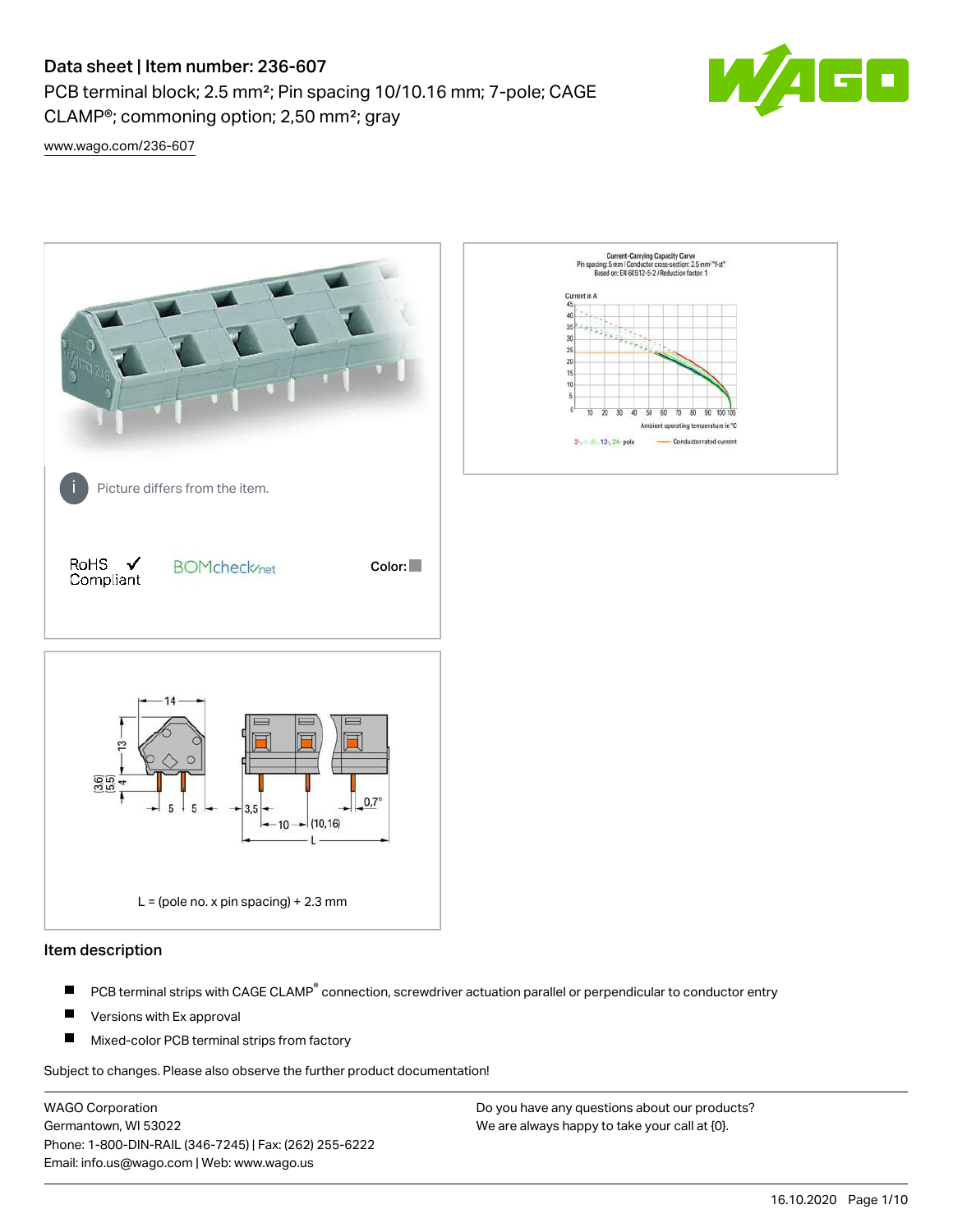# Data sheet | Item number: 236-607

PCB terminal block; 2.5 mm²; Pin spacing 10/10.16 mm; 7-pole; CAGE CLAMP®; commoning option; 2,50 mm²; gray

www.wago.com/236-607

Picture differs from the item.

RoHS ✓ Compliant

BOMcheck.net

Color:

L = (pole no. x pin spacing) + 2.3 mm

## Item description

- PCB terminal strips with CAGE CLAMP® connection, screwdriver actuation parallel or perpendicular to conductor entry
- Versions with Ex approval
- Mixed-color PCB terminal strips from factory

Subject to changes. Please also observe the further product documentation!

WAGO Corporation
Germantown, WI 53022
Phone: 1-800-DIN-RAIL (346-7245) | Fax: (262) 255-6222
Email: info.us@wago.com | Web: www.wago.us

Do you have any questions about our products?
We are always happy to take your call at {0}.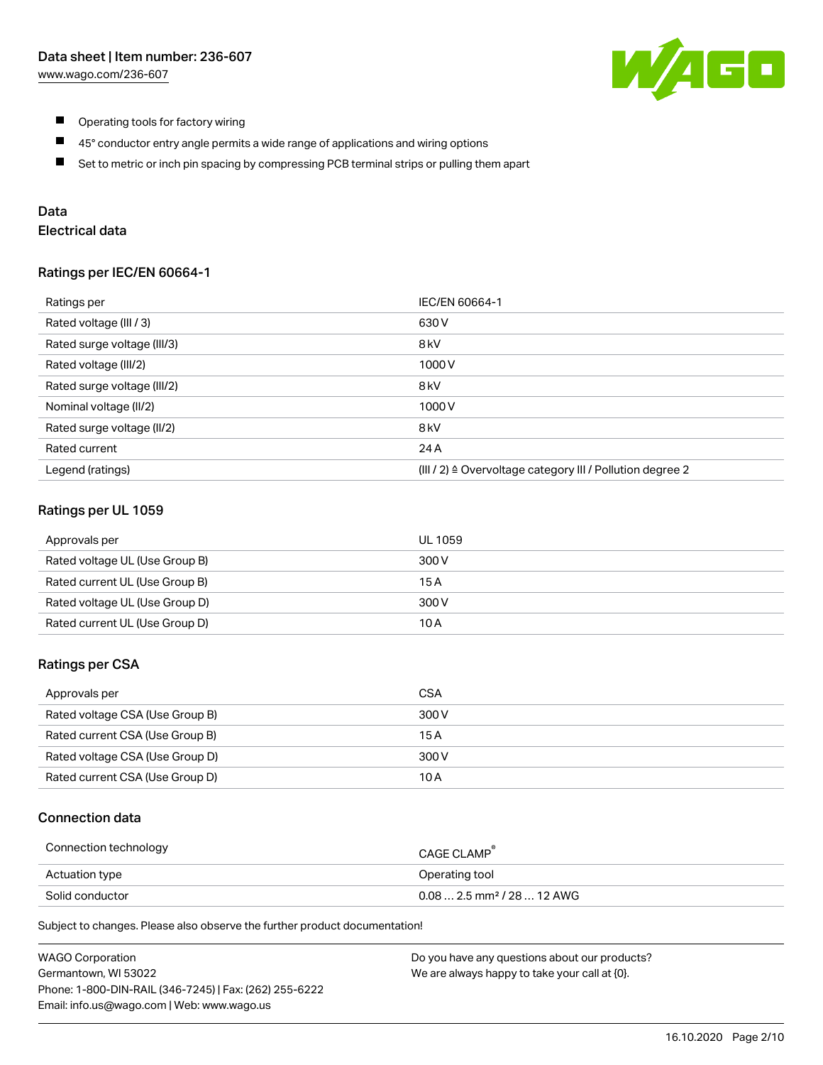- Operating tools for factory wiring
- 45° conductor entry angle permits a wide range of applications and wiring options
- Set to metric or inch pin spacing by compressing PCB terminal strips or pulling them apart

## Data

### Electrical data

#### Ratings per IEC/EN 60664-1

| Ratings per | IEC/EN 60664-1 |
| --- | --- |
| Rated voltage (III / 3) | 630 V |
| Rated surge voltage (III/3) | 8 kV |
| Rated voltage (III/2) | 1000 V |
| Rated surge voltage (III/2) | 8 kV |
| Nominal voltage (II/2) | 1000 V |
| Rated surge voltage (II/2) | 8 kV |
| Rated current | 24 A |
| Legend (ratings) | (III / 2) ≙ Overvoltage category III / Pollution degree 2 |

#### Ratings per UL 1059

| Approvals per | UL 1059 |
| --- | --- |
| Rated voltage UL (Use Group B) | 300 V |
| Rated current UL (Use Group B) | 15 A |
| Rated voltage UL (Use Group D) | 300 V |
| Rated current UL (Use Group D) | 10 A |

#### Ratings per CSA

| Approvals per | CSA |
| --- | --- |
| Rated voltage CSA (Use Group B) | 300 V |
| Rated current CSA (Use Group B) | 15 A |
| Rated voltage CSA (Use Group D) | 300 V |
| Rated current CSA (Use Group D) | 10 A |

### Connection data

| Connection technology | CAGE CLAMP® |
| --- | --- |
| Actuation type | Operating tool |
| Solid conductor | 0.08 … 2.5 mm² / 28 … 12 AWG |

Subject to changes. Please also observe the further product documentation!

WAGO Corporation
Germantown, WI 53022
Phone: 1-800-DIN-RAIL (346-7245) | Fax: (262) 255-6222
Email: info.us@wago.com | Web: www.wago.us

Do you have any questions about our products?
We are always happy to take your call at {0}.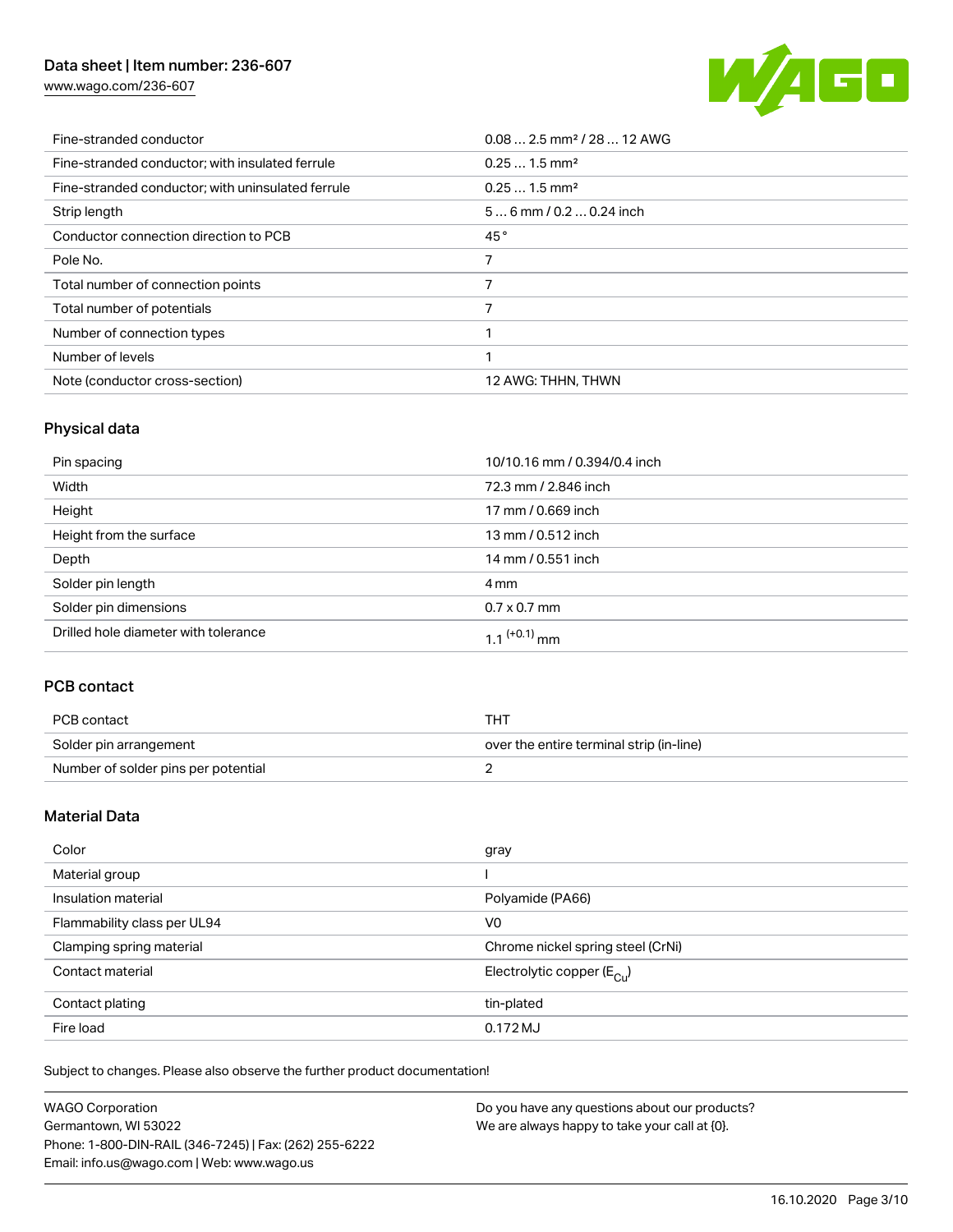| | |
|---|---|
| Fine-stranded conductor | 0.08 … 2.5 mm² / 28 … 12 AWG |
| Fine-stranded conductor; with insulated ferrule | 0.25 … 1.5 mm² |
| Fine-stranded conductor; with uninsulated ferrule | 0.25 … 1.5 mm² |
| Strip length | 5 … 6 mm / 0.2 … 0.24 inch |
| Conductor connection direction to PCB | 45 ° |
| Pole No. | 7 |
| Total number of connection points | 7 |
| Total number of potentials | 7 |
| Number of connection types | 1 |
| Number of levels | 1 |
| Note (conductor cross-section) | 12 AWG: THHN, THWN |

## Physical data

| | |
|---|---|
| Pin spacing | 10/10.16 mm / 0.394/0.4 inch |
| Width | 72.3 mm / 2.846 inch |
| Height | 17 mm / 0.669 inch |
| Height from the surface | 13 mm / 0.512 inch |
| Depth | 14 mm / 0.551 inch |
| Solder pin length | 4 mm |
| Solder pin dimensions | 0.7 x 0.7 mm |
| Drilled hole diameter with tolerance | $1.1^{(+0.1)}$ mm |

## PCB contact

| | |
|---|---|
| PCB contact | THT |
| Solder pin arrangement | over the entire terminal strip (in-line) |
| Number of solder pins per potential | 2 |

## Material Data

| | |
|---|---|
| Color | gray |
| Material group | I |
| Insulation material | Polyamide (PA66) |
| Flammability class per UL94 | V0 |
| Clamping spring material | Chrome nickel spring steel (CrNi) |
| Contact material | Electrolytic copper ($E_{Cu}$) |
| Contact plating | tin-plated |
| Fire load | 0.172 MJ |

Subject to changes. Please also observe the further product documentation!

WAGO Corporation
Germantown, WI 53022
Phone: 1-800-DIN-RAIL (346-7245) | Fax: (262) 255-6222
Email: info.us@wago.com | Web: www.wago.us

Do you have any questions about our products?
We are always happy to take your call at {0}.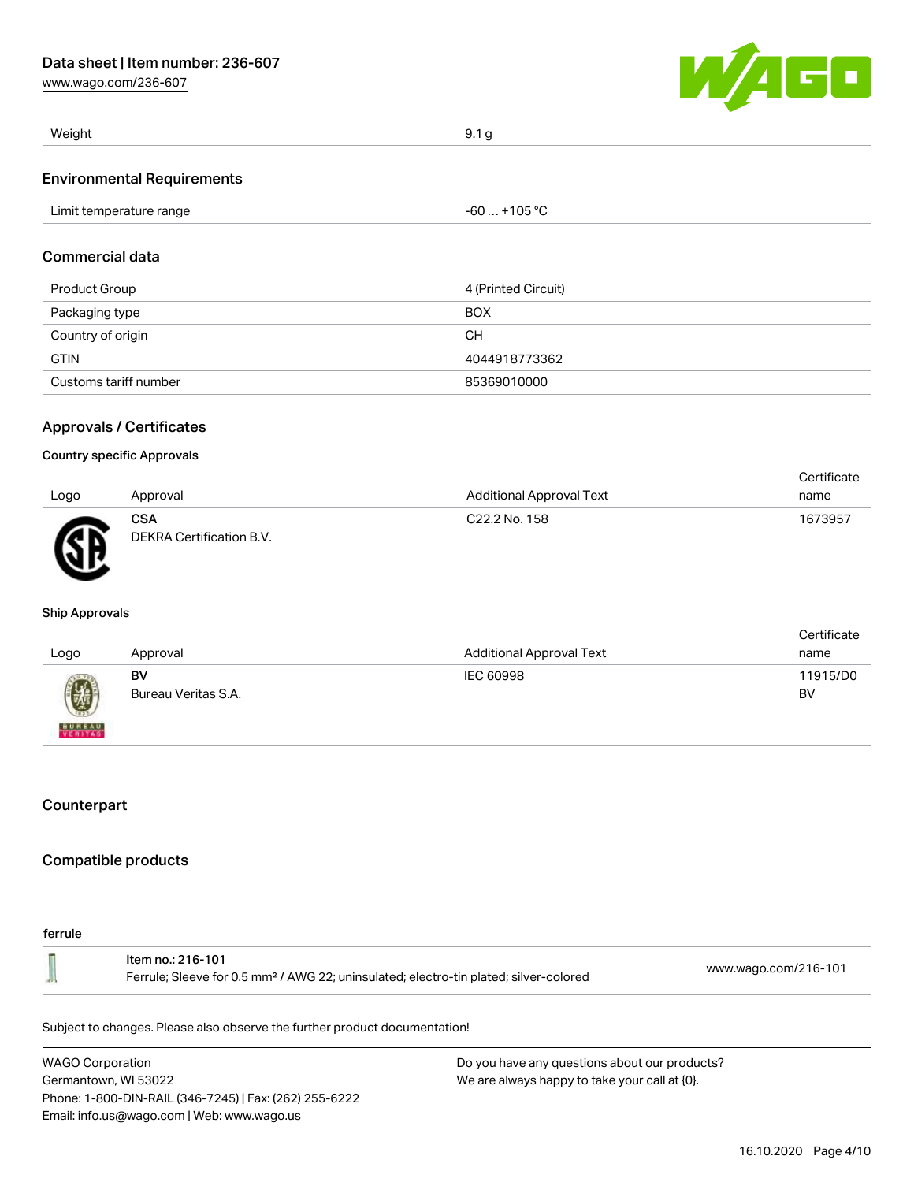| Weight | 9.1 g |
| --- | --- |

## Environmental Requirements

| Limit temperature range | -60 … +105 °C |
| --- | --- |

## Commercial data

| Product Group | 4 (Printed Circuit) |
| --- | --- |
| Packaging type | BOX |
| Country of origin | CH |
| GTIN | 4044918773362 |
| Customs tariff number | 85369010000 |

## Approvals / Certificates

### Country specific Approvals

| Logo | Approval | Additional Approval Text | Certificate name |
| --- | --- | --- | --- |
| | **CSA** DEKRA Certification B.V. | C22.2 No. 158 | 1673957 |

### Ship Approvals

| Logo | Approval | Additional Approval Text | Certificate name |
| --- | --- | --- | --- |
| | **BV** Bureau Veritas S.A. | IEC 60998 | 11915/D0 BV |

## Counterpart

## Compatible products

### ferrule

| Item no.: 216-101 Ferrule; Sleeve for 0.5 mm² / AWG 22; uninsulated; electro-tin plated; silver-colored | www.wago.com/216-101 |
| --- | --- |

Subject to changes. Please also observe the further product documentation!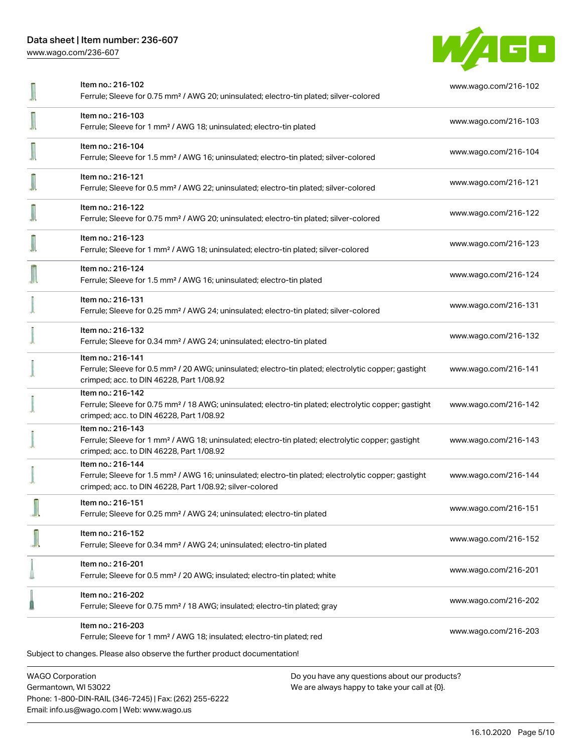| Item | Link |
| --- | --- |
| Item no.: 216-102<br>Ferrule; Sleeve for 0.75 mm² / AWG 20; uninsulated; electro-tin plated; silver-colored | www.wago.com/216-102 |
| Item no.: 216-103<br>Ferrule; Sleeve for 1 mm² / AWG 18; uninsulated; electro-tin plated | www.wago.com/216-103 |
| Item no.: 216-104<br>Ferrule; Sleeve for 1.5 mm² / AWG 16; uninsulated; electro-tin plated; silver-colored | www.wago.com/216-104 |
| Item no.: 216-121<br>Ferrule; Sleeve for 0.5 mm² / AWG 22; uninsulated; electro-tin plated; silver-colored | www.wago.com/216-121 |
| Item no.: 216-122<br>Ferrule; Sleeve for 0.75 mm² / AWG 20; uninsulated; electro-tin plated; silver-colored | www.wago.com/216-122 |
| Item no.: 216-123<br>Ferrule; Sleeve for 1 mm² / AWG 18; uninsulated; electro-tin plated; silver-colored | www.wago.com/216-123 |
| Item no.: 216-124<br>Ferrule; Sleeve for 1.5 mm² / AWG 16; uninsulated; electro-tin plated | www.wago.com/216-124 |
| Item no.: 216-131<br>Ferrule; Sleeve for 0.25 mm² / AWG 24; uninsulated; electro-tin plated; silver-colored | www.wago.com/216-131 |
| Item no.: 216-132<br>Ferrule; Sleeve for 0.34 mm² / AWG 24; uninsulated; electro-tin plated | www.wago.com/216-132 |
| Item no.: 216-141<br>Ferrule; Sleeve for 0.5 mm² / 20 AWG; uninsulated; electro-tin plated; electrolytic copper; gastight crimped; acc. to DIN 46228, Part 1/08.92 | www.wago.com/216-141 |
| Item no.: 216-142<br>Ferrule; Sleeve for 0.75 mm² / 18 AWG; uninsulated; electro-tin plated; electrolytic copper; gastight crimped; acc. to DIN 46228, Part 1/08.92 | www.wago.com/216-142 |
| Item no.: 216-143<br>Ferrule; Sleeve for 1 mm² / AWG 18; uninsulated; electro-tin plated; electrolytic copper; gastight crimped; acc. to DIN 46228, Part 1/08.92 | www.wago.com/216-143 |
| Item no.: 216-144<br>Ferrule; Sleeve for 1.5 mm² / AWG 16; uninsulated; electro-tin plated; electrolytic copper; gastight crimped; acc. to DIN 46228, Part 1/08.92; silver-colored | www.wago.com/216-144 |
| Item no.: 216-151<br>Ferrule; Sleeve for 0.25 mm² / AWG 24; uninsulated; electro-tin plated | www.wago.com/216-151 |
| Item no.: 216-152<br>Ferrule; Sleeve for 0.34 mm² / AWG 24; uninsulated; electro-tin plated | www.wago.com/216-152 |
| Item no.: 216-201<br>Ferrule; Sleeve for 0.5 mm² / 20 AWG; insulated; electro-tin plated; white | www.wago.com/216-201 |
| Item no.: 216-202<br>Ferrule; Sleeve for 0.75 mm² / 18 AWG; insulated; electro-tin plated; gray | www.wago.com/216-202 |
| Item no.: 216-203<br>Ferrule; Sleeve for 1 mm² / AWG 18; insulated; electro-tin plated; red | www.wago.com/216-203 |

Subject to changes. Please also observe the further product documentation!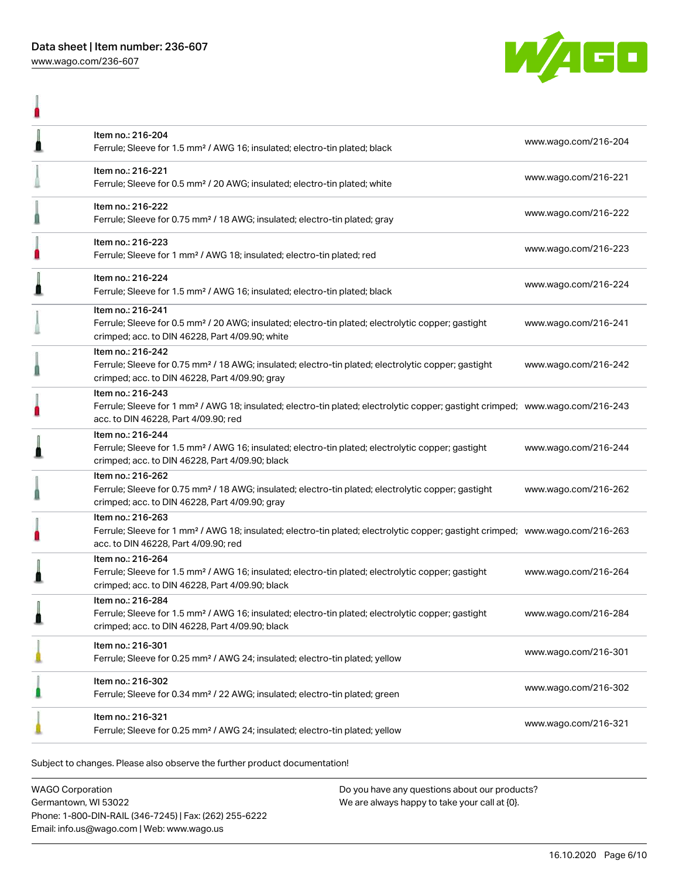| Item | URL |
| --- | --- |
| Item no.: 216-204<br>Ferrule; Sleeve for 1.5 mm² / AWG 16; insulated; electro-tin plated; black | www.wago.com/216-204 |
| Item no.: 216-221<br>Ferrule; Sleeve for 0.5 mm² / 20 AWG; insulated; electro-tin plated; white | www.wago.com/216-221 |
| Item no.: 216-222<br>Ferrule; Sleeve for 0.75 mm² / 18 AWG; insulated; electro-tin plated; gray | www.wago.com/216-222 |
| Item no.: 216-223<br>Ferrule; Sleeve for 1 mm² / AWG 18; insulated; electro-tin plated; red | www.wago.com/216-223 |
| Item no.: 216-224<br>Ferrule; Sleeve for 1.5 mm² / AWG 16; insulated; electro-tin plated; black | www.wago.com/216-224 |
| Item no.: 216-241<br>Ferrule; Sleeve for 0.5 mm² / 20 AWG; insulated; electro-tin plated; electrolytic copper; gastight crimped; acc. to DIN 46228, Part 4/09.90; white | www.wago.com/216-241 |
| Item no.: 216-242<br>Ferrule; Sleeve for 0.75 mm² / 18 AWG; insulated; electro-tin plated; electrolytic copper; gastight crimped; acc. to DIN 46228, Part 4/09.90; gray | www.wago.com/216-242 |
| Item no.: 216-243<br>Ferrule; Sleeve for 1 mm² / AWG 18; insulated; electro-tin plated; electrolytic copper; gastight crimped; acc. to DIN 46228, Part 4/09.90; red | www.wago.com/216-243 |
| Item no.: 216-244<br>Ferrule; Sleeve for 1.5 mm² / AWG 16; insulated; electro-tin plated; electrolytic copper; gastight crimped; acc. to DIN 46228, Part 4/09.90; black | www.wago.com/216-244 |
| Item no.: 216-262<br>Ferrule; Sleeve for 0.75 mm² / 18 AWG; insulated; electro-tin plated; electrolytic copper; gastight crimped; acc. to DIN 46228, Part 4/09.90; gray | www.wago.com/216-262 |
| Item no.: 216-263<br>Ferrule; Sleeve for 1 mm² / AWG 18; insulated; electro-tin plated; electrolytic copper; gastight crimped; acc. to DIN 46228, Part 4/09.90; red | www.wago.com/216-263 |
| Item no.: 216-264<br>Ferrule; Sleeve for 1.5 mm² / AWG 16; insulated; electro-tin plated; electrolytic copper; gastight crimped; acc. to DIN 46228, Part 4/09.90; black | www.wago.com/216-264 |
| Item no.: 216-284<br>Ferrule; Sleeve for 1.5 mm² / AWG 16; insulated; electro-tin plated; electrolytic copper; gastight crimped; acc. to DIN 46228, Part 4/09.90; black | www.wago.com/216-284 |
| Item no.: 216-301<br>Ferrule; Sleeve for 0.25 mm² / AWG 24; insulated; electro-tin plated; yellow | www.wago.com/216-301 |
| Item no.: 216-302<br>Ferrule; Sleeve for 0.34 mm² / 22 AWG; insulated; electro-tin plated; green | www.wago.com/216-302 |
| Item no.: 216-321<br>Ferrule; Sleeve for 0.25 mm² / AWG 24; insulated; electro-tin plated; yellow | www.wago.com/216-321 |

Subject to changes. Please also observe the further product documentation!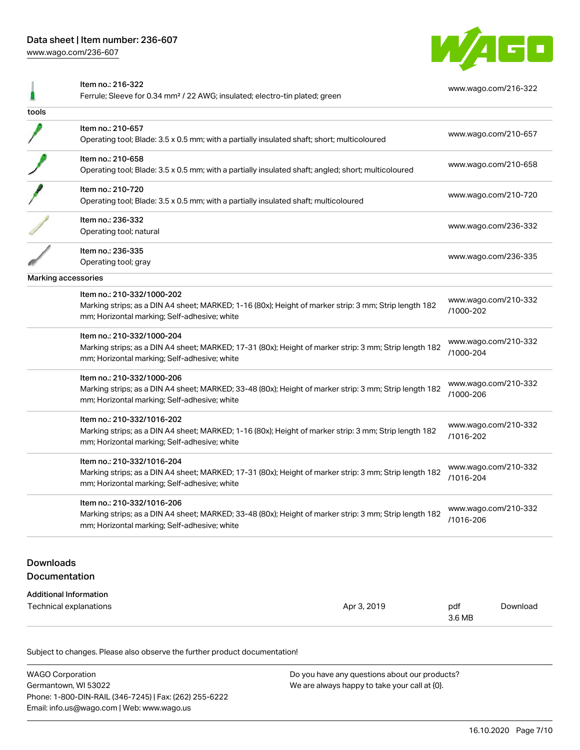| | | |
|---|---|---|
| | Item no.: 216-322<br>Ferrule; Sleeve for 0.34 mm² / 22 AWG; insulated; electro-tin plated; green | www.wago.com/216-322 |
| **tools** | | |
| | Item no.: 210-657<br>Operating tool; Blade: 3.5 x 0.5 mm; with a partially insulated shaft; short; multicoloured | www.wago.com/210-657 |
| | Item no.: 210-658<br>Operating tool; Blade: 3.5 x 0.5 mm; with a partially insulated shaft; angled; short; multicoloured | www.wago.com/210-658 |
| | Item no.: 210-720<br>Operating tool; Blade: 3.5 x 0.5 mm; with a partially insulated shaft; multicoloured | www.wago.com/210-720 |
| | Item no.: 236-332<br>Operating tool; natural | www.wago.com/236-332 |
| | Item no.: 236-335<br>Operating tool; gray | www.wago.com/236-335 |
| **Marking accessories** | | |
| | Item no.: 210-332/1000-202<br>Marking strips; as a DIN A4 sheet; MARKED; 1-16 (80x); Height of marker strip: 3 mm; Strip length 182 mm; Horizontal marking; Self-adhesive; white | www.wago.com/210-332/1000-202 |
| | Item no.: 210-332/1000-204<br>Marking strips; as a DIN A4 sheet; MARKED; 17-31 (80x); Height of marker strip: 3 mm; Strip length 182 mm; Horizontal marking; Self-adhesive; white | www.wago.com/210-332/1000-204 |
| | Item no.: 210-332/1000-206<br>Marking strips; as a DIN A4 sheet; MARKED; 33-48 (80x); Height of marker strip: 3 mm; Strip length 182 mm; Horizontal marking; Self-adhesive; white | www.wago.com/210-332/1000-206 |
| | Item no.: 210-332/1016-202<br>Marking strips; as a DIN A4 sheet; MARKED; 1-16 (80x); Height of marker strip: 3 mm; Strip length 182 mm; Horizontal marking; Self-adhesive; white | www.wago.com/210-332/1016-202 |
| | Item no.: 210-332/1016-204<br>Marking strips; as a DIN A4 sheet; MARKED; 17-31 (80x); Height of marker strip: 3 mm; Strip length 182 mm; Horizontal marking; Self-adhesive; white | www.wago.com/210-332/1016-204 |
| | Item no.: 210-332/1016-206<br>Marking strips; as a DIN A4 sheet; MARKED; 33-48 (80x); Height of marker strip: 3 mm; Strip length 182 mm; Horizontal marking; Self-adhesive; white | www.wago.com/210-332/1016-206 |

## Downloads

## Documentation

**Additional Information**

| | | | |
|---|---|---|---|
| Technical explanations | Apr 3, 2019 | pdf<br>3.6 MB | Download |

Subject to changes. Please also observe the further product documentation!

WAGO Corporation
Germantown, WI 53022
Phone: 1-800-DIN-RAIL (346-7245) | Fax: (262) 255-6222
Email: info.us@wago.com | Web: www.wago.us

Do you have any questions about our products?
We are always happy to take your call at {0}.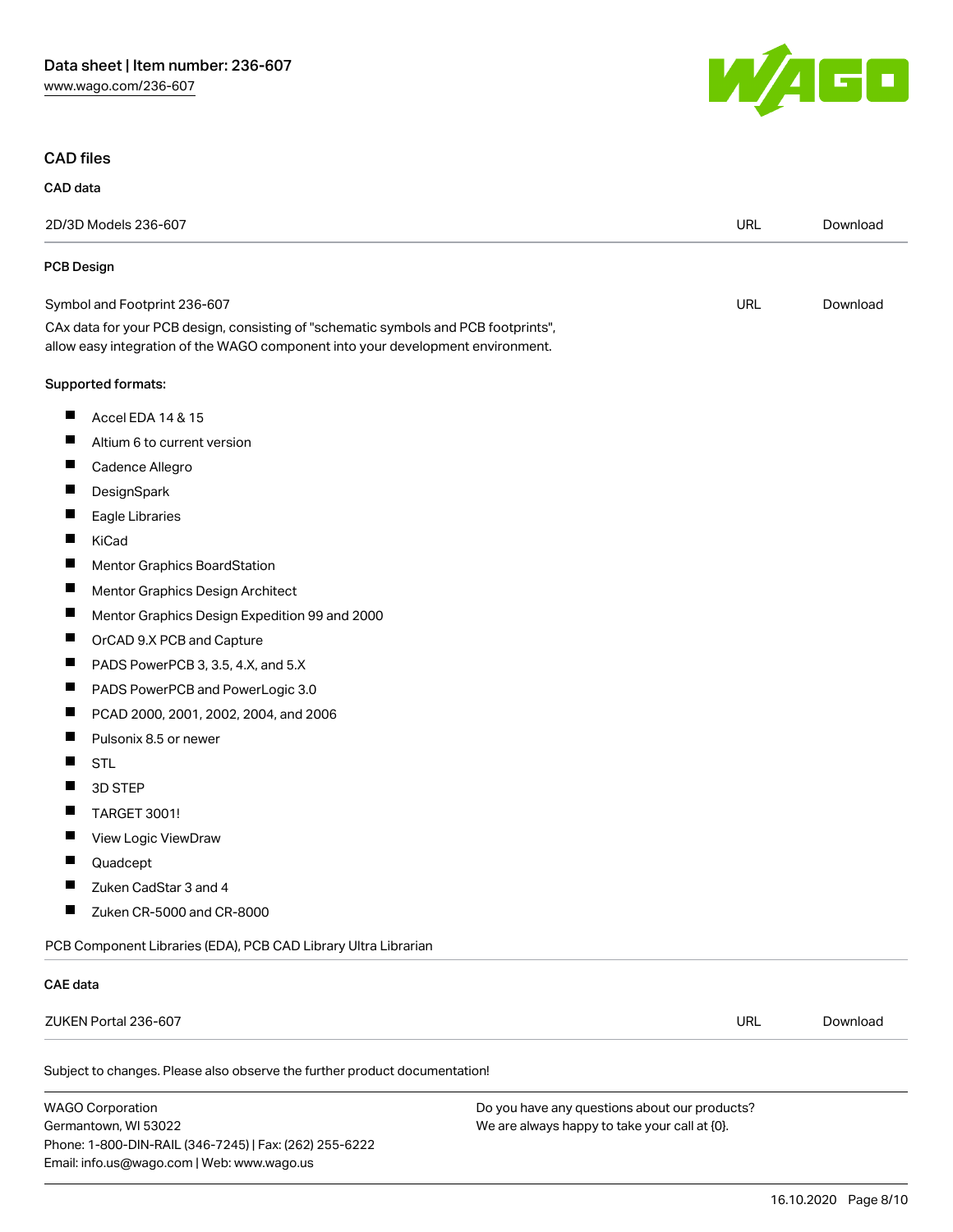## CAD files

### CAD data

| | | |
|---|---|---|
| 2D/3D Models 236-607 | URL | Download |

### PCB Design

| | | |
|---|---|---|
| Symbol and Footprint 236-607 | URL | Download |

CAx data for your PCB design, consisting of "schematic symbols and PCB footprints", allow easy integration of the WAGO component into your development environment.

**Supported formats:**

- Accel EDA 14 & 15
- Altium 6 to current version
- Cadence Allegro
- DesignSpark
- Eagle Libraries
- KiCad
- Mentor Graphics BoardStation
- Mentor Graphics Design Architect
- Mentor Graphics Design Expedition 99 and 2000
- OrCAD 9.X PCB and Capture
- PADS PowerPCB 3, 3.5, 4.X, and 5.X
- PADS PowerPCB and PowerLogic 3.0
- PCAD 2000, 2001, 2002, 2004, and 2006
- Pulsonix 8.5 or newer
- STL
- 3D STEP
- TARGET 3001!
- View Logic ViewDraw
- Quadcept
- Zuken CadStar 3 and 4
- Zuken CR-5000 and CR-8000

PCB Component Libraries (EDA), PCB CAD Library Ultra Librarian

### CAE data

| | | |
|---|---|---|
| ZUKEN Portal 236-607 | URL | Download |

Subject to changes. Please also observe the further product documentation!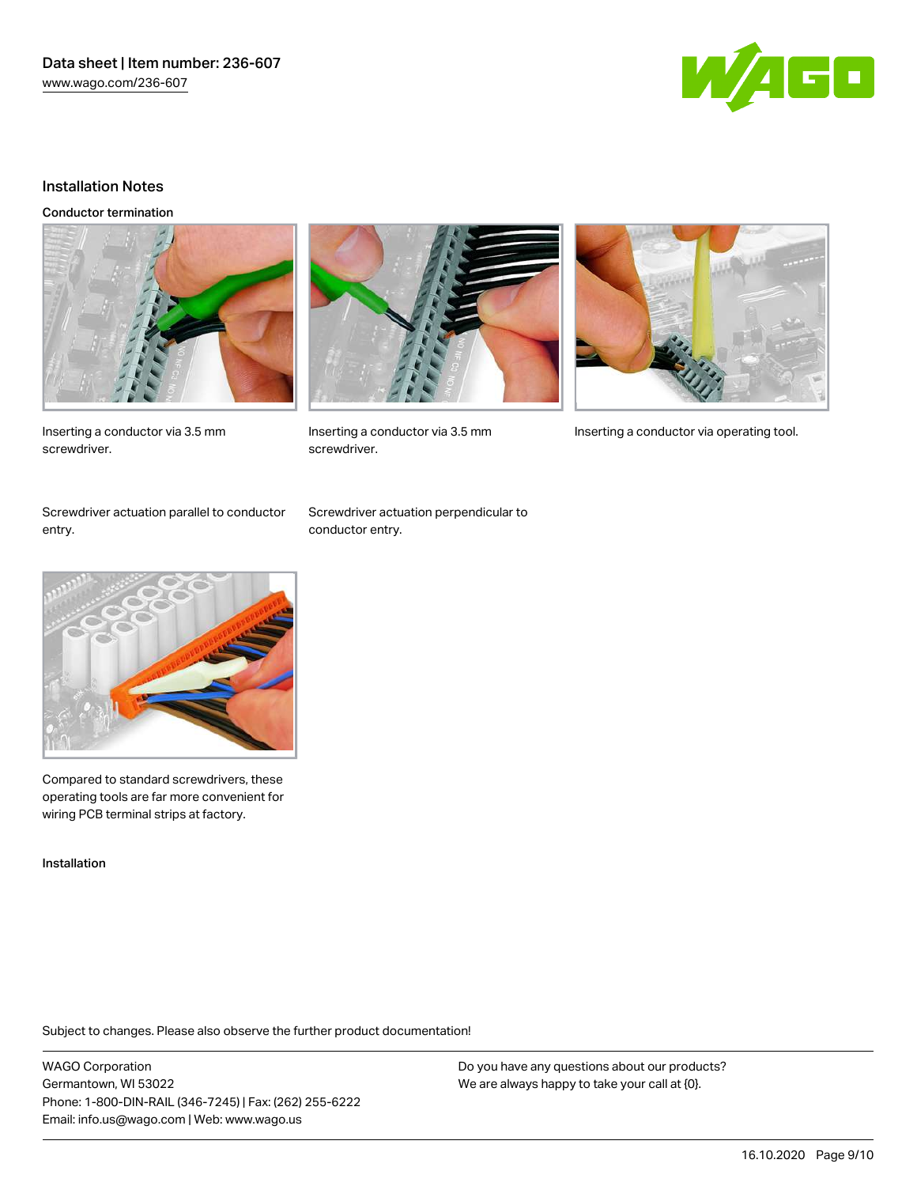## Installation Notes

### Conductor termination

Inserting a conductor via 3.5 mm screwdriver.

Inserting a conductor via 3.5 mm screwdriver.

Inserting a conductor via operating tool.

Screwdriver actuation parallel to conductor entry.

Screwdriver actuation perpendicular to conductor entry.

Compared to standard screwdrivers, these operating tools are far more convenient for wiring PCB terminal strips at factory.

### Installation

Subject to changes. Please also observe the further product documentation!

WAGO Corporation
Germantown, WI 53022
Phone: 1-800-DIN-RAIL (346-7245) | Fax: (262) 255-6222
Email: info.us@wago.com | Web: www.wago.us

Do you have any questions about our products?
We are always happy to take your call at {0}.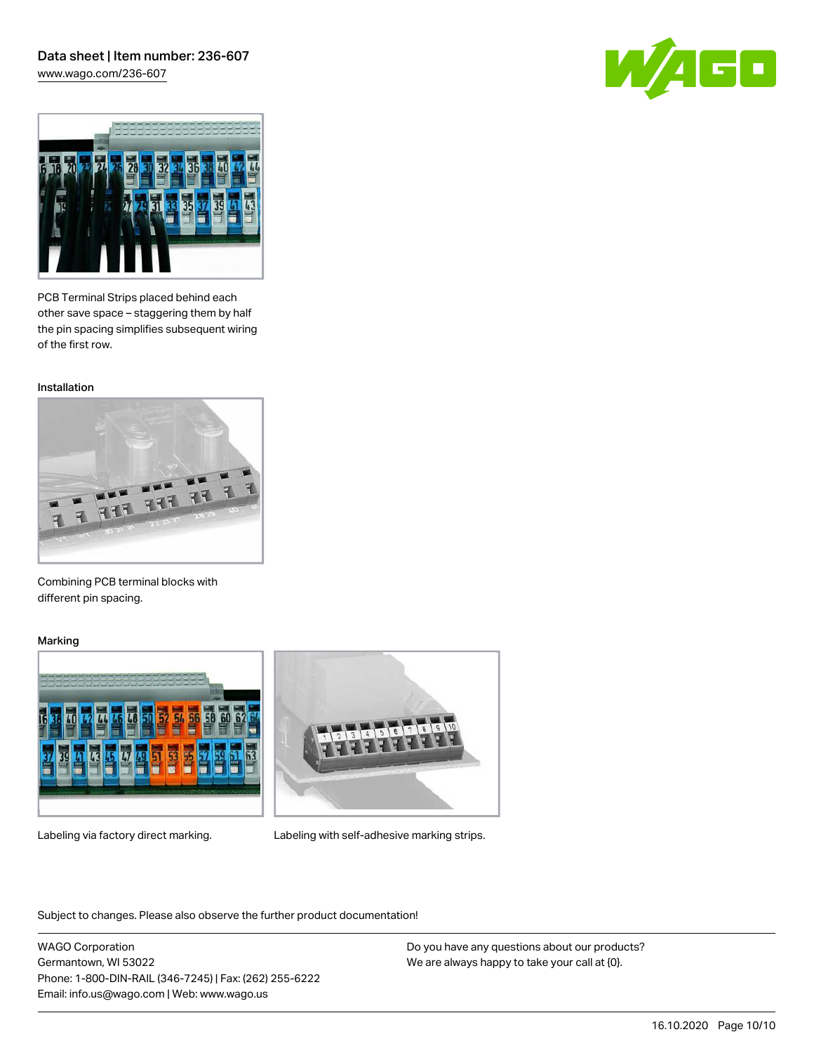PCB Terminal Strips placed behind each other save space – staggering them by half the pin spacing simplifies subsequent wiring of the first row.

### Installation

Combining PCB terminal blocks with different pin spacing.

### Marking

Labeling via factory direct marking.

Labeling with self-adhesive marking strips.

Subject to changes. Please also observe the further product documentation!

WAGO Corporation
Germantown, WI 53022
Phone: 1-800-DIN-RAIL (346-7245) | Fax: (262) 255-6222
Email: info.us@wago.com | Web: www.wago.us

Do you have any questions about our products?
We are always happy to take your call at {0}.